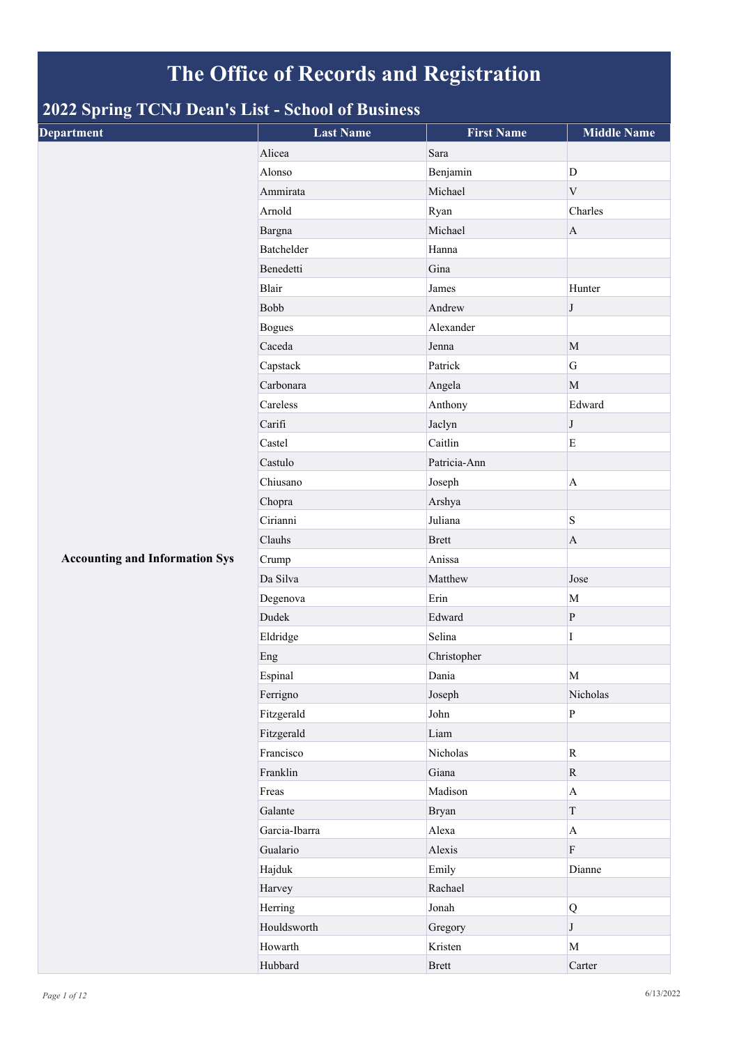# The Office of Records and Registration

## 2022 Spring TCNJ Dean's List - School of Business

| Department | Last Name | First Name | Middle Name |
|---|---|---|---|
| Accounting and Information Sys | Alicea | Sara | |
| | Alonso | Benjamin | D |
| | Ammirata | Michael | V |
| | Arnold | Ryan | Charles |
| | Bargna | Michael | A |
| | Batchelder | Hanna | |
| | Benedetti | Gina | |
| | Blair | James | Hunter |
| | Bobb | Andrew | J |
| | Bogues | Alexander | |
| | Caceda | Jenna | M |
| | Capstack | Patrick | G |
| | Carbonara | Angela | M |
| | Careless | Anthony | Edward |
| | Carifi | Jaclyn | J |
| | Castel | Caitlin | E |
| | Castulo | Patricia-Ann | |
| | Chiusano | Joseph | A |
| | Chopra | Arshya | |
| | Cirianni | Juliana | S |
| | Clauhs | Brett | A |
| | Crump | Anissa | |
| | Da Silva | Matthew | Jose |
| | Degenova | Erin | M |
| | Dudek | Edward | P |
| | Eldridge | Selina | I |
| | Eng | Christopher | |
| | Espinal | Dania | M |
| | Ferrigno | Joseph | Nicholas |
| | Fitzgerald | John | P |
| | Fitzgerald | Liam | |
| | Francisco | Nicholas | R |
| | Franklin | Giana | R |
| | Freas | Madison | A |
| | Galante | Bryan | T |
| | Garcia-Ibarra | Alexa | A |
| | Gualario | Alexis | F |
| | Hajduk | Emily | Dianne |
| | Harvey | Rachael | |
| | Herring | Jonah | Q |
| | Houldsworth | Gregory | J |
| | Howarth | Kristen | M |
| | Hubbard | Brett | Carter |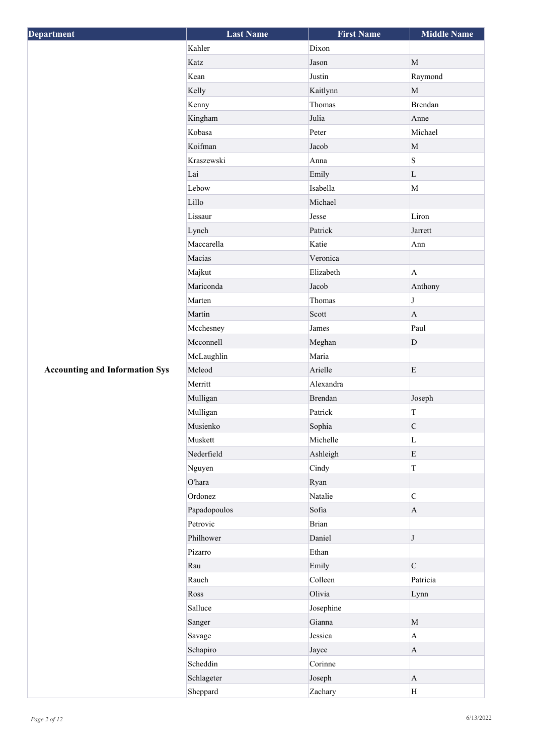| Department | Last Name | First Name | Middle Name |
|---|---|---|---|
| Accounting and Information Sys | Kahler | Dixon | |
| | Katz | Jason | M |
| | Kean | Justin | Raymond |
| | Kelly | Kaitlynn | M |
| | Kenny | Thomas | Brendan |
| | Kingham | Julia | Anne |
| | Kobasa | Peter | Michael |
| | Koifman | Jacob | M |
| | Kraszewski | Anna | S |
| | Lai | Emily | L |
| | Lebow | Isabella | M |
| | Lillo | Michael | |
| | Lissaur | Jesse | Liron |
| | Lynch | Patrick | Jarrett |
| | Maccarella | Katie | Ann |
| | Macias | Veronica | |
| | Majkut | Elizabeth | A |
| | Mariconda | Jacob | Anthony |
| | Marten | Thomas | J |
| | Martin | Scott | A |
| | Mcchesney | James | Paul |
| | Mcconnell | Meghan | D |
| | McLaughlin | Maria | |
| | Mcleod | Arielle | E |
| | Merritt | Alexandra | |
| | Mulligan | Brendan | Joseph |
| | Mulligan | Patrick | T |
| | Musienko | Sophia | C |
| | Muskett | Michelle | L |
| | Nederfield | Ashleigh | E |
| | Nguyen | Cindy | T |
| | O'hara | Ryan | |
| | Ordonez | Natalie | C |
| | Papadopoulos | Sofia | A |
| | Petrovic | Brian | |
| | Philhower | Daniel | J |
| | Pizarro | Ethan | |
| | Rau | Emily | C |
| | Rauch | Colleen | Patricia |
| | Ross | Olivia | Lynn |
| | Salluce | Josephine | |
| | Sanger | Gianna | M |
| | Savage | Jessica | A |
| | Schapiro | Jayce | A |
| | Scheddin | Corinne | |
| | Schlageter | Joseph | A |
| | Sheppard | Zachary | H |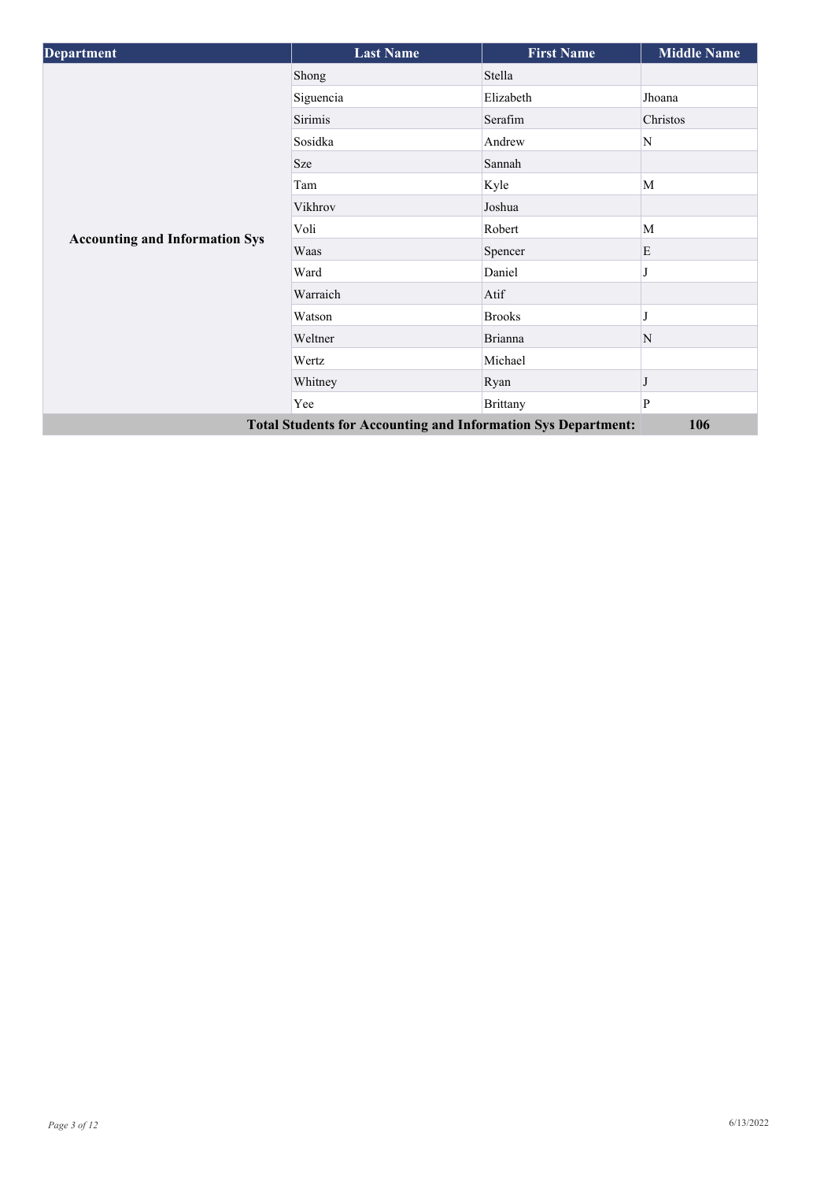| Department | Last Name | First Name | Middle Name |
|---|---|---|---|
| **Accounting and Information Sys** | Shong | Stella | |
| | Siguencia | Elizabeth | Jhoana |
| | Sirimis | Serafim | Christos |
| | Sosidka | Andrew | N |
| | Sze | Sannah | |
| | Tam | Kyle | M |
| | Vikhrov | Joshua | |
| | Voli | Robert | M |
| | Waas | Spencer | E |
| | Ward | Daniel | J |
| | Warraich | Atif | |
| | Watson | Brooks | J |
| | Weltner | Brianna | N |
| | Wertz | Michael | |
| | Whitney | Ryan | J |
| | Yee | Brittany | P |
| **Total Students for Accounting and Information Sys Department:** | | | **106** |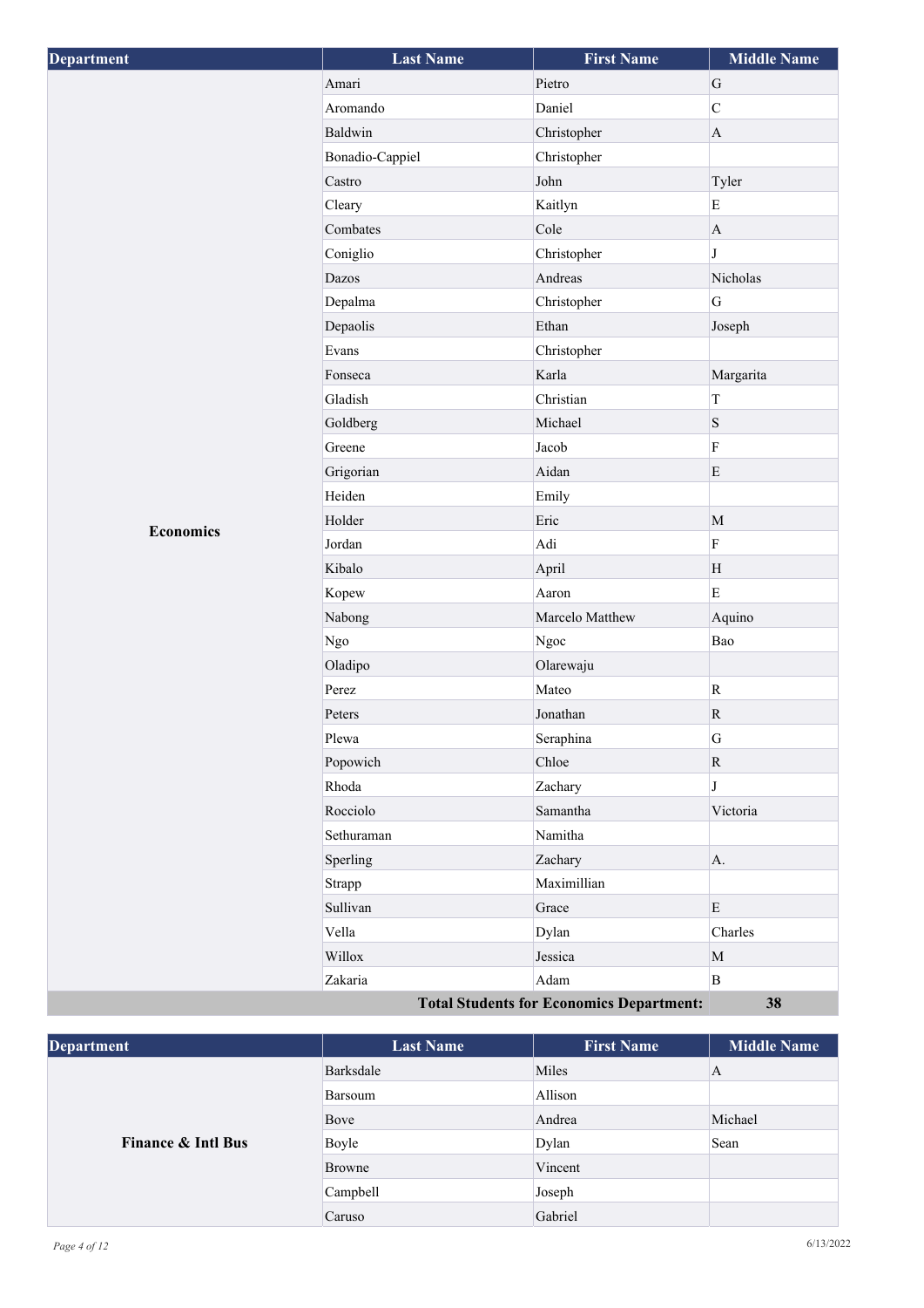| Department | Last Name | First Name | Middle Name |
| --- | --- | --- | --- |
| Economics | Amari | Pietro | G |
| | Aromando | Daniel | C |
| | Baldwin | Christopher | A |
| | Bonadio-Cappiel | Christopher | |
| | Castro | John | Tyler |
| | Cleary | Kaitlyn | E |
| | Combates | Cole | A |
| | Coniglio | Christopher | J |
| | Dazos | Andreas | Nicholas |
| | Depalma | Christopher | G |
| | Depaolis | Ethan | Joseph |
| | Evans | Christopher | |
| | Fonseca | Karla | Margarita |
| | Gladish | Christian | T |
| | Goldberg | Michael | S |
| | Greene | Jacob | F |
| | Grigorian | Aidan | E |
| | Heiden | Emily | |
| | Holder | Eric | M |
| | Jordan | Adi | F |
| | Kibalo | April | H |
| | Kopew | Aaron | E |
| | Nabong | Marcelo Matthew | Aquino |
| | Ngo | Ngoc | Bao |
| | Oladipo | Olarewaju | |
| | Perez | Mateo | R |
| | Peters | Jonathan | R |
| | Plewa | Seraphina | G |
| | Popowich | Chloe | R |
| | Rhoda | Zachary | J |
| | Rocciolo | Samantha | Victoria |
| | Sethuraman | Namitha | |
| | Sperling | Zachary | A. |
| | Strapp | Maximillian | |
| | Sullivan | Grace | E |
| | Vella | Dylan | Charles |
| | Willox | Jessica | M |
| | Zakaria | Adam | B |
| | | **Total Students for Economics Department:** | **38** |

| Department | Last Name | First Name | Middle Name |
| --- | --- | --- | --- |
| Finance & Intl Bus | Barksdale | Miles | A |
| | Barsoum | Allison | |
| | Bove | Andrea | Michael |
| | Boyle | Dylan | Sean |
| | Browne | Vincent | |
| | Campbell | Joseph | |
| | Caruso | Gabriel | |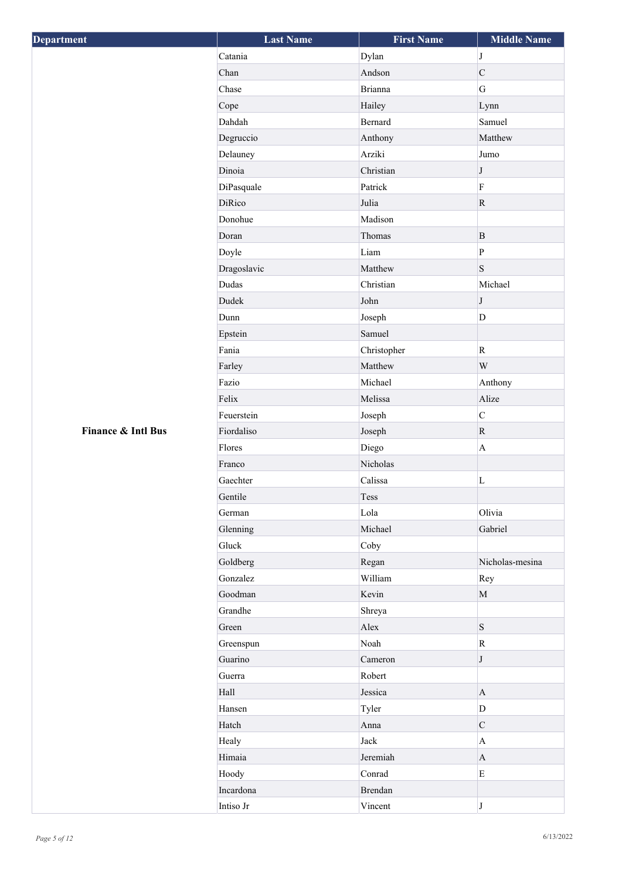| Department | Last Name | First Name | Middle Name |
|---|---|---|---|
| Finance & Intl Bus | Catania | Dylan | J |
| | Chan | Andson | C |
| | Chase | Brianna | G |
| | Cope | Hailey | Lynn |
| | Dahdah | Bernard | Samuel |
| | Degruccio | Anthony | Matthew |
| | Delauney | Arziki | Jumo |
| | Dinoia | Christian | J |
| | DiPasquale | Patrick | F |
| | DiRico | Julia | R |
| | Donohue | Madison | |
| | Doran | Thomas | B |
| | Doyle | Liam | P |
| | Dragoslavic | Matthew | S |
| | Dudas | Christian | Michael |
| | Dudek | John | J |
| | Dunn | Joseph | D |
| | Epstein | Samuel | |
| | Fania | Christopher | R |
| | Farley | Matthew | W |
| | Fazio | Michael | Anthony |
| | Felix | Melissa | Alize |
| | Feuerstein | Joseph | C |
| | Fiordaliso | Joseph | R |
| | Flores | Diego | A |
| | Franco | Nicholas | |
| | Gaechter | Calissa | L |
| | Gentile | Tess | |
| | German | Lola | Olivia |
| | Glenning | Michael | Gabriel |
| | Gluck | Coby | |
| | Goldberg | Regan | Nicholas-mesina |
| | Gonzalez | William | Rey |
| | Goodman | Kevin | M |
| | Grandhe | Shreya | |
| | Green | Alex | S |
| | Greenspun | Noah | R |
| | Guarino | Cameron | J |
| | Guerra | Robert | |
| | Hall | Jessica | A |
| | Hansen | Tyler | D |
| | Hatch | Anna | C |
| | Healy | Jack | A |
| | Himaia | Jeremiah | A |
| | Hoody | Conrad | E |
| | Incardona | Brendan | |
| | Intiso Jr | Vincent | J |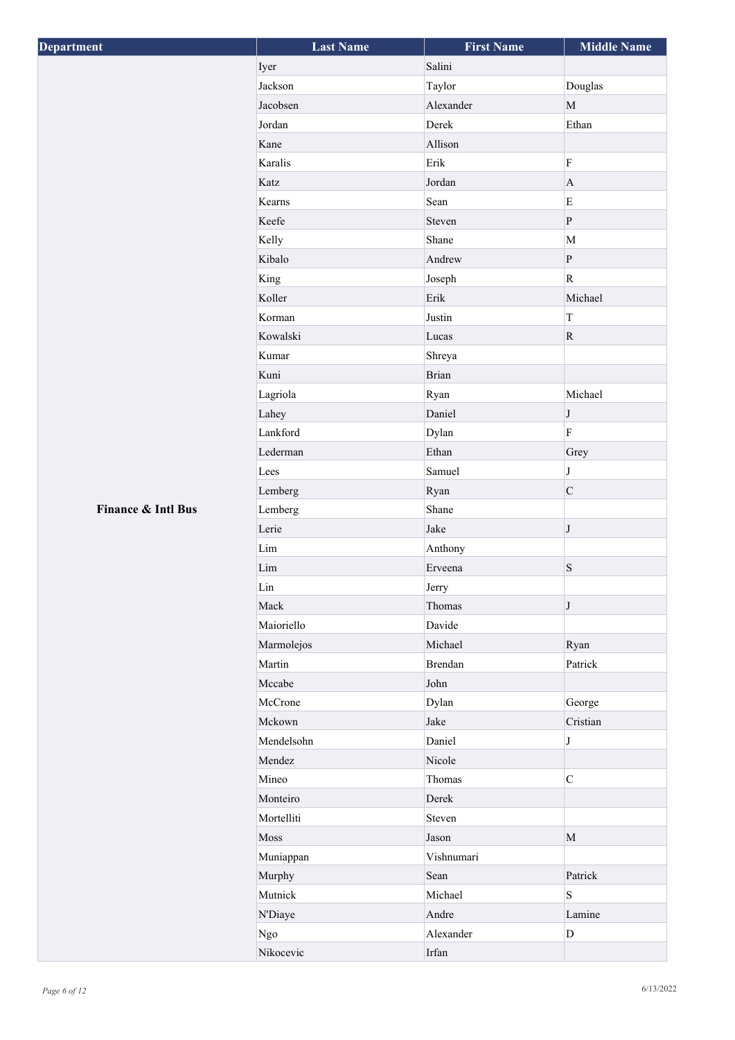| Department | Last Name | First Name | Middle Name |
|---|---|---|---|
| Finance & Intl Bus | Iyer | Salini | |
| | Jackson | Taylor | Douglas |
| | Jacobsen | Alexander | M |
| | Jordan | Derek | Ethan |
| | Kane | Allison | |
| | Karalis | Erik | F |
| | Katz | Jordan | A |
| | Kearns | Sean | E |
| | Keefe | Steven | P |
| | Kelly | Shane | M |
| | Kibalo | Andrew | P |
| | King | Joseph | R |
| | Koller | Erik | Michael |
| | Korman | Justin | T |
| | Kowalski | Lucas | R |
| | Kumar | Shreya | |
| | Kuni | Brian | |
| | Lagriola | Ryan | Michael |
| | Lahey | Daniel | J |
| | Lankford | Dylan | F |
| | Lederman | Ethan | Grey |
| | Lees | Samuel | J |
| | Lemberg | Ryan | C |
| | Lemberg | Shane | |
| | Lerie | Jake | J |
| | Lim | Anthony | |
| | Lim | Erveena | S |
| | Lin | Jerry | |
| | Mack | Thomas | J |
| | Maioriello | Davide | |
| | Marmolejos | Michael | Ryan |
| | Martin | Brendan | Patrick |
| | Mccabe | John | |
| | McCrone | Dylan | George |
| | Mckown | Jake | Cristian |
| | Mendelsohn | Daniel | J |
| | Mendez | Nicole | |
| | Mineo | Thomas | C |
| | Monteiro | Derek | |
| | Mortelliti | Steven | |
| | Moss | Jason | M |
| | Muniappan | Vishnumari | |
| | Murphy | Sean | Patrick |
| | Mutnick | Michael | S |
| | N'Diaye | Andre | Lamine |
| | Ngo | Alexander | D |
| | Nikocevic | Irfan | |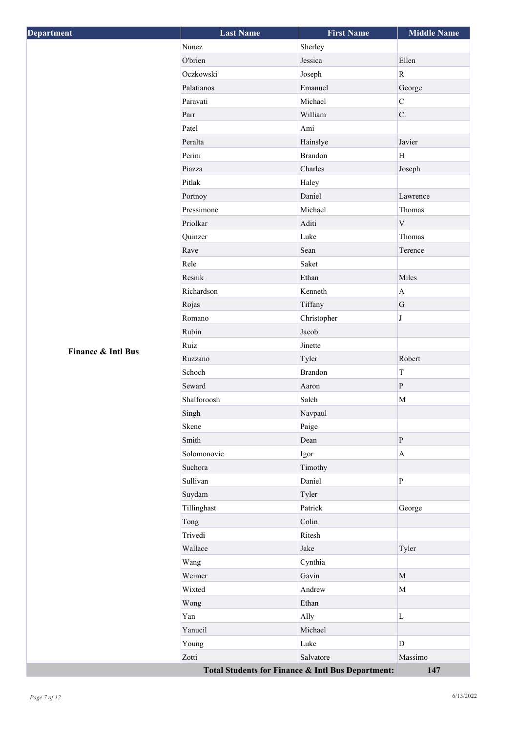| Department | Last Name | First Name | Middle Name |
|---|---|---|---|
| Finance & Intl Bus | Nunez | Sherley | |
| | O'brien | Jessica | Ellen |
| | Oczkowski | Joseph | R |
| | Palatianos | Emanuel | George |
| | Paravati | Michael | C |
| | Parr | William | C. |
| | Patel | Ami | |
| | Peralta | Hainslye | Javier |
| | Perini | Brandon | H |
| | Piazza | Charles | Joseph |
| | Pitlak | Haley | |
| | Portnoy | Daniel | Lawrence |
| | Pressimone | Michael | Thomas |
| | Priolkar | Aditi | V |
| | Quinzer | Luke | Thomas |
| | Rave | Sean | Terence |
| | Rele | Saket | |
| | Resnik | Ethan | Miles |
| | Richardson | Kenneth | A |
| | Rojas | Tiffany | G |
| | Romano | Christopher | J |
| | Rubin | Jacob | |
| | Ruiz | Jinette | |
| | Ruzzano | Tyler | Robert |
| | Schoch | Brandon | T |
| | Seward | Aaron | P |
| | Shalforoosh | Saleh | M |
| | Singh | Navpaul | |
| | Skene | Paige | |
| | Smith | Dean | P |
| | Solomonovic | Igor | A |
| | Suchora | Timothy | |
| | Sullivan | Daniel | P |
| | Suydam | Tyler | |
| | Tillinghast | Patrick | George |
| | Tong | Colin | |
| | Trivedi | Ritesh | |
| | Wallace | Jake | Tyler |
| | Wang | Cynthia | |
| | Weimer | Gavin | M |
| | Wixted | Andrew | M |
| | Wong | Ethan | |
| | Yan | Ally | L |
| | Yanucil | Michael | |
| | Young | Luke | D |
| | Zotti | Salvatore | Massimo |
| | | **Total Students for Finance & Intl Bus Department:** | **147** |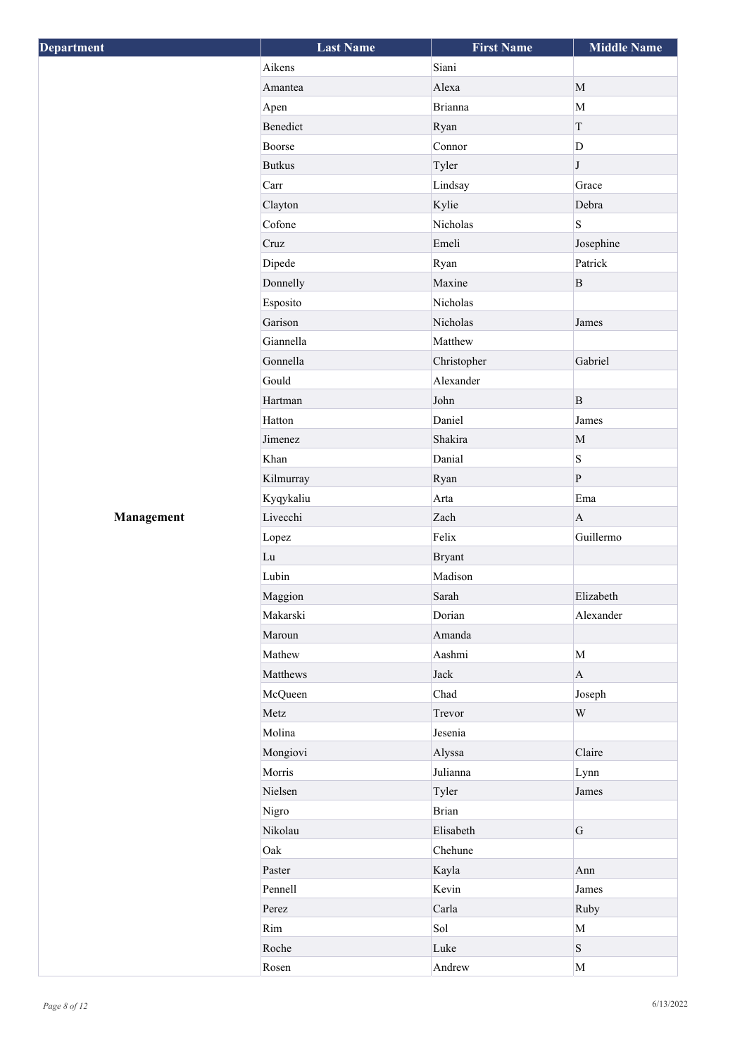| Department | Last Name | First Name | Middle Name |
|---|---|---|---|
| Management | Aikens | Siani | |
| | Amantea | Alexa | M |
| | Apen | Brianna | M |
| | Benedict | Ryan | T |
| | Boorse | Connor | D |
| | Butkus | Tyler | J |
| | Carr | Lindsay | Grace |
| | Clayton | Kylie | Debra |
| | Cofone | Nicholas | S |
| | Cruz | Emeli | Josephine |
| | Dipede | Ryan | Patrick |
| | Donnelly | Maxine | B |
| | Esposito | Nicholas | |
| | Garison | Nicholas | James |
| | Giannella | Matthew | |
| | Gonnella | Christopher | Gabriel |
| | Gould | Alexander | |
| | Hartman | John | B |
| | Hatton | Daniel | James |
| | Jimenez | Shakira | M |
| | Khan | Danial | S |
| | Kilmurray | Ryan | P |
| | Kyqykaliu | Arta | Ema |
| | Livecchi | Zach | A |
| | Lopez | Felix | Guillermo |
| | Lu | Bryant | |
| | Lubin | Madison | |
| | Maggion | Sarah | Elizabeth |
| | Makarski | Dorian | Alexander |
| | Maroun | Amanda | |
| | Mathew | Aashmi | M |
| | Matthews | Jack | A |
| | McQueen | Chad | Joseph |
| | Metz | Trevor | W |
| | Molina | Jesenia | |
| | Mongiovi | Alyssa | Claire |
| | Morris | Julianna | Lynn |
| | Nielsen | Tyler | James |
| | Nigro | Brian | |
| | Nikolau | Elisabeth | G |
| | Oak | Chehune | |
| | Paster | Kayla | Ann |
| | Pennell | Kevin | James |
| | Perez | Carla | Ruby |
| | Rim | Sol | M |
| | Roche | Luke | S |
| | Rosen | Andrew | M |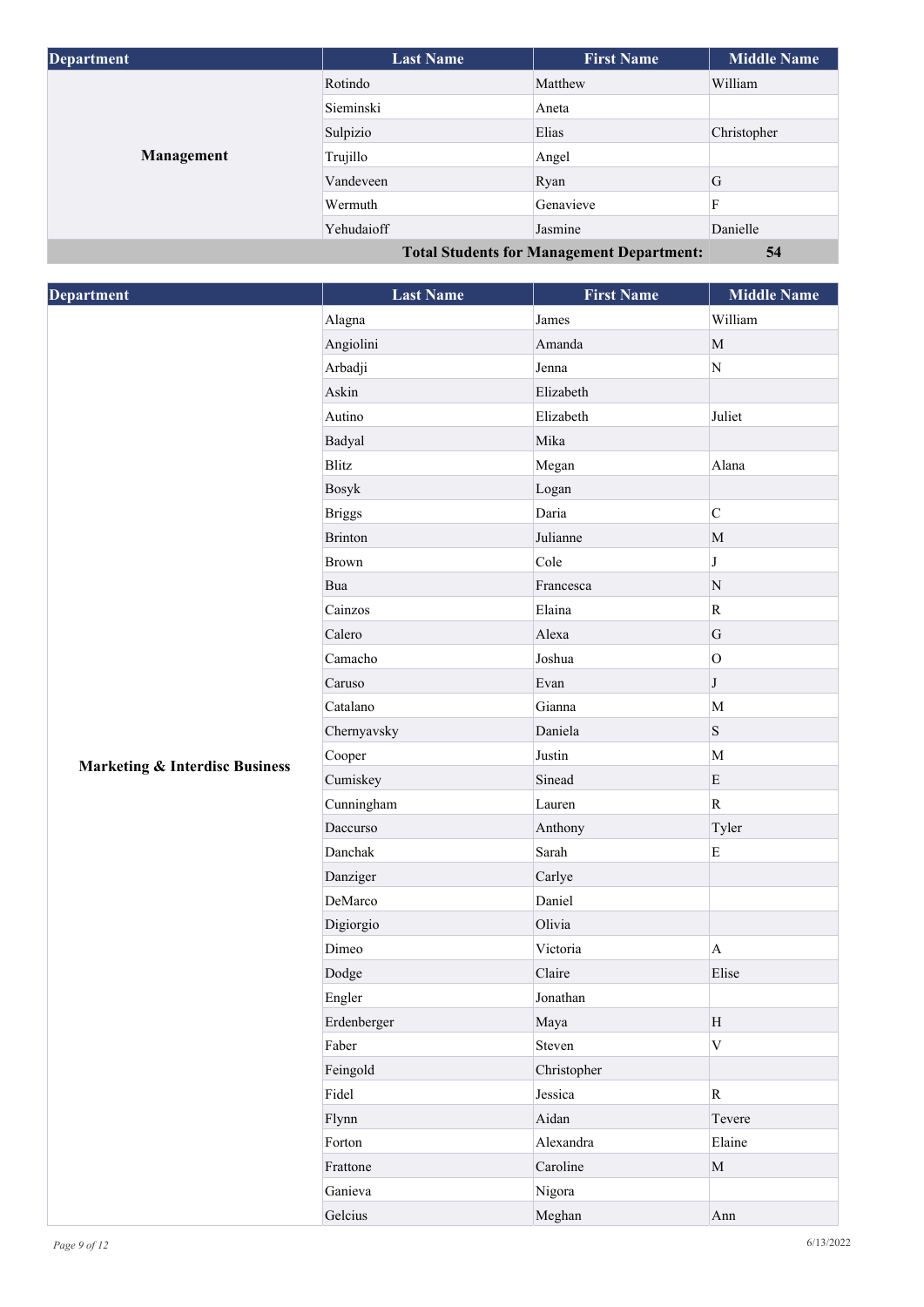| Department | Last Name | First Name | Middle Name |
|---|---|---|---|
| Management | Rotindo | Matthew | William |
| | Sieminski | Aneta | |
| | Sulpizio | Elias | Christopher |
| | Trujillo | Angel | |
| | Vandeveen | Ryan | G |
| | Wermuth | Genavieve | F |
| | Yehudaioff | Jasmine | Danielle |
| | | **Total Students for Management Department:** | **54** |

| Department | Last Name | First Name | Middle Name |
|---|---|---|---|
| Marketing & Interdisc Business | Alagna | James | William |
| | Angiolini | Amanda | M |
| | Arbadji | Jenna | N |
| | Askin | Elizabeth | |
| | Autino | Elizabeth | Juliet |
| | Badyal | Mika | |
| | Blitz | Megan | Alana |
| | Bosyk | Logan | |
| | Briggs | Daria | C |
| | Brinton | Julianne | M |
| | Brown | Cole | J |
| | Bua | Francesca | N |
| | Cainzos | Elaina | R |
| | Calero | Alexa | G |
| | Camacho | Joshua | O |
| | Caruso | Evan | J |
| | Catalano | Gianna | M |
| | Chernyavsky | Daniela | S |
| | Cooper | Justin | M |
| | Cumiskey | Sinead | E |
| | Cunningham | Lauren | R |
| | Daccurso | Anthony | Tyler |
| | Danchak | Sarah | E |
| | Danziger | Carlye | |
| | DeMarco | Daniel | |
| | Digiorgio | Olivia | |
| | Dimeo | Victoria | A |
| | Dodge | Claire | Elise |
| | Engler | Jonathan | |
| | Erdenberger | Maya | H |
| | Faber | Steven | V |
| | Feingold | Christopher | |
| | Fidel | Jessica | R |
| | Flynn | Aidan | Tevere |
| | Forton | Alexandra | Elaine |
| | Frattone | Caroline | M |
| | Ganieva | Nigora | |
| | Gelcius | Meghan | Ann |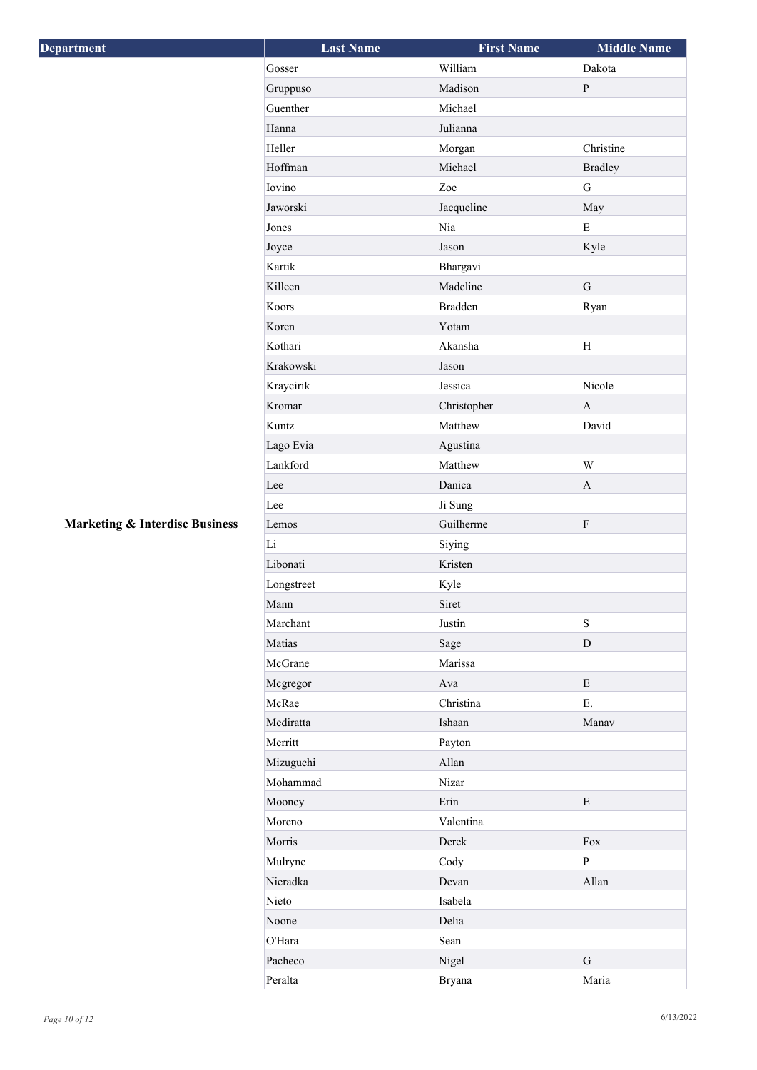| Department | Last Name | First Name | Middle Name |
|---|---|---|---|
| **Marketing & Interdisc Business** | Gosser | William | Dakota |
| | Gruppuso | Madison | P |
| | Guenther | Michael | |
| | Hanna | Julianna | |
| | Heller | Morgan | Christine |
| | Hoffman | Michael | Bradley |
| | Iovino | Zoe | G |
| | Jaworski | Jacqueline | May |
| | Jones | Nia | E |
| | Joyce | Jason | Kyle |
| | Kartik | Bhargavi | |
| | Killeen | Madeline | G |
| | Koors | Bradden | Ryan |
| | Koren | Yotam | |
| | Kothari | Akansha | H |
| | Krakowski | Jason | |
| | Kraycirik | Jessica | Nicole |
| | Kromar | Christopher | A |
| | Kuntz | Matthew | David |
| | Lago Evia | Agustina | |
| | Lankford | Matthew | W |
| | Lee | Danica | A |
| | Lee | Ji Sung | |
| | Lemos | Guilherme | F |
| | Li | Siying | |
| | Libonati | Kristen | |
| | Longstreet | Kyle | |
| | Mann | Siret | |
| | Marchant | Justin | S |
| | Matias | Sage | D |
| | McGrane | Marissa | |
| | Mcgregor | Ava | E |
| | McRae | Christina | E. |
| | Mediratta | Ishaan | Manav |
| | Merritt | Payton | |
| | Mizuguchi | Allan | |
| | Mohammad | Nizar | |
| | Mooney | Erin | E |
| | Moreno | Valentina | |
| | Morris | Derek | Fox |
| | Mulryne | Cody | P |
| | Nieradka | Devan | Allan |
| | Nieto | Isabela | |
| | Noone | Delia | |
| | O'Hara | Sean | |
| | Pacheco | Nigel | G |
| | Peralta | Bryana | Maria |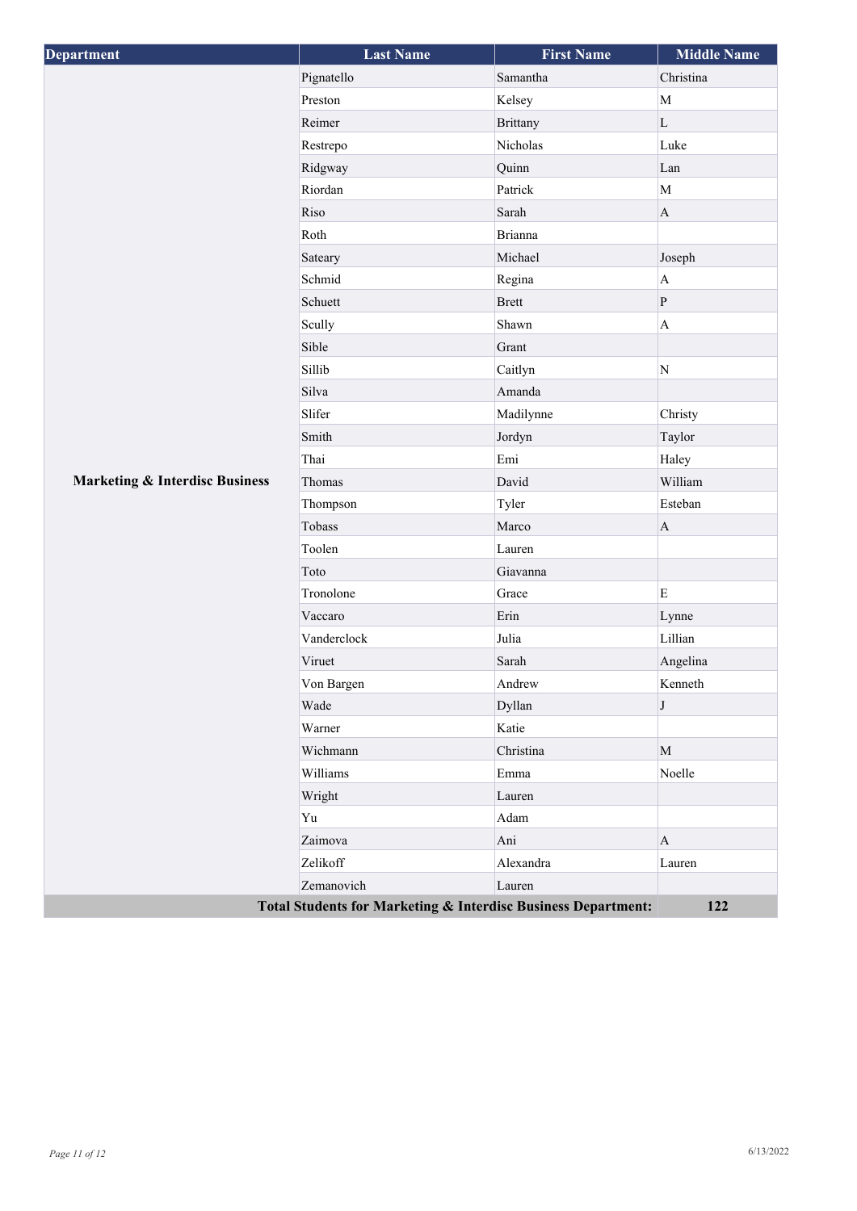| Department | Last Name | First Name | Middle Name |
|---|---|---|---|
| Marketing & Interdisc Business | Pignatello | Samantha | Christina |
| | Preston | Kelsey | M |
| | Reimer | Brittany | L |
| | Restrepo | Nicholas | Luke |
| | Ridgway | Quinn | Lan |
| | Riordan | Patrick | M |
| | Riso | Sarah | A |
| | Roth | Brianna | |
| | Sateary | Michael | Joseph |
| | Schmid | Regina | A |
| | Schuett | Brett | P |
| | Scully | Shawn | A |
| | Sible | Grant | |
| | Sillib | Caitlyn | N |
| | Silva | Amanda | |
| | Slifer | Madilynne | Christy |
| | Smith | Jordyn | Taylor |
| | Thai | Emi | Haley |
| | Thomas | David | William |
| | Thompson | Tyler | Esteban |
| | Tobass | Marco | A |
| | Toolen | Lauren | |
| | Toto | Giavanna | |
| | Tronolone | Grace | E |
| | Vaccaro | Erin | Lynne |
| | Vanderclock | Julia | Lillian |
| | Viruet | Sarah | Angelina |
| | Von Bargen | Andrew | Kenneth |
| | Wade | Dyllan | J |
| | Warner | Katie | |
| | Wichmann | Christina | M |
| | Williams | Emma | Noelle |
| | Wright | Lauren | |
| | Yu | Adam | |
| | Zaimova | Ani | A |
| | Zelikoff | Alexandra | Lauren |
| | Zemanovich | Lauren | |
| **Total Students for Marketing & Interdisc Business Department:** | | | **122** |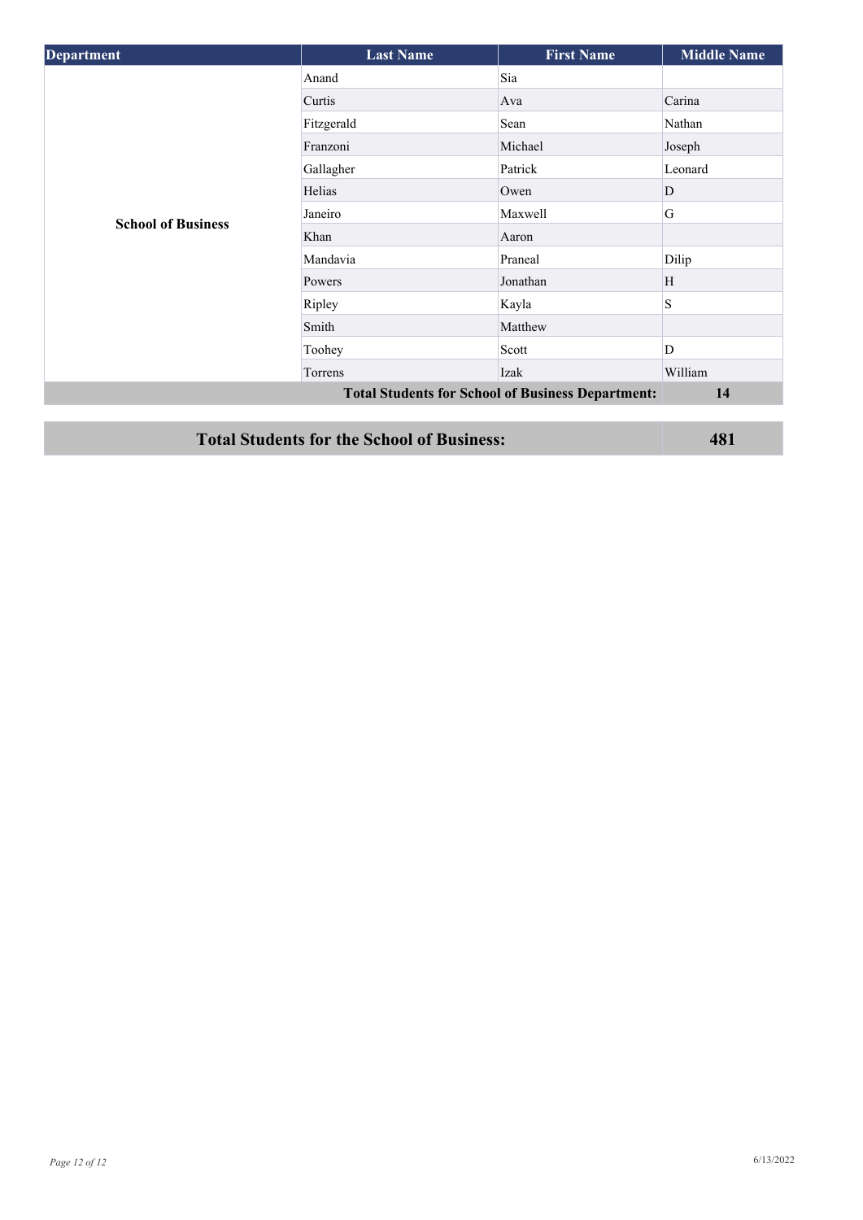| Department | Last Name | First Name | Middle Name |
|---|---|---|---|
| **School of Business** | Anand | Sia | |
| | Curtis | Ava | Carina |
| | Fitzgerald | Sean | Nathan |
| | Franzoni | Michael | Joseph |
| | Gallagher | Patrick | Leonard |
| | Helias | Owen | D |
| | Janeiro | Maxwell | G |
| | Khan | Aaron | |
| | Mandavia | Praneal | Dilip |
| | Powers | Jonathan | H |
| | Ripley | Kayla | S |
| | Smith | Matthew | |
| | Toohey | Scott | D |
| | Torrens | Izak | William |
| | | **Total Students for School of Business Department:** | **14** |

| | |
|---|---|
| **Total Students for the School of Business:** | **481** |